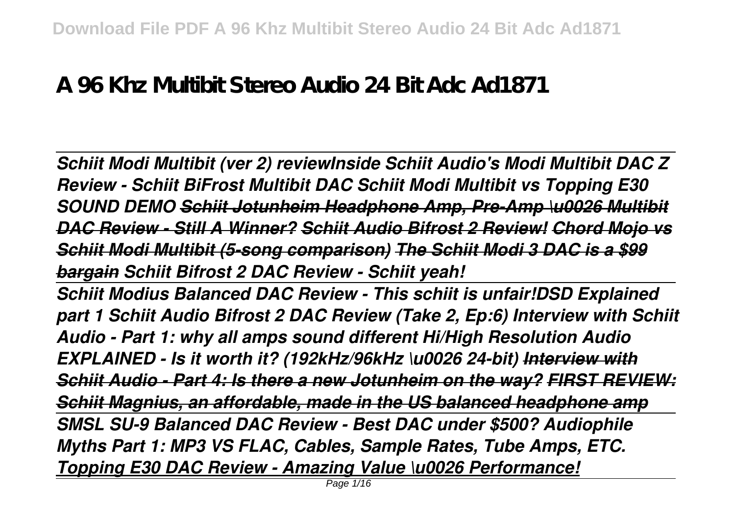# A 96 Khz Multibit Stereo Audio 24 Bit Adc Ad1871

*Schiit Modi Multibit (ver 2) reviewInside Schiit Audio's Modi Multibit DAC Z Review - Schiit BiFrost Multibit DAC Schiit Modi Multibit vs Topping E30 SOUND DEMO ~~Schiit Jotunheim Headphone Amp, Pre-Amp \u0026 Multibit DAC Review - Still A Winner?~~ ~~Schiit Audio Bifrost 2 Review!~~ ~~Chord Mojo vs Schiit Modi Multibit (5-song comparison)~~ ~~The Schiit Modi 3 DAC is a $99 bargain~~ Schiit Bifrost 2 DAC Review - Schiit yeah!*

*Schiit Modius Balanced DAC Review - This schiit is unfair!DSD Explained part 1 Schiit Audio Bifrost 2 DAC Review (Take 2, Ep:6) Interview with Schiit Audio - Part 1: why all amps sound different Hi/High Resolution Audio EXPLAINED - Is it worth it? (192kHz/96kHz \u0026 24-bit) ~~Interview with Schiit Audio - Part 4: Is there a new Jotunheim on the way?~~ ~~FIRST REVIEW: Schiit Magnius, an affordable, made in the US balanced headphone amp~~*

*SMSL SU-9 Balanced DAC Review - Best DAC under $500? Audiophile Myths Part 1: MP3 VS FLAC, Cables, Sample Rates, Tube Amps, ETC. Topping E30 DAC Review - Amazing Value \u0026 Performance!*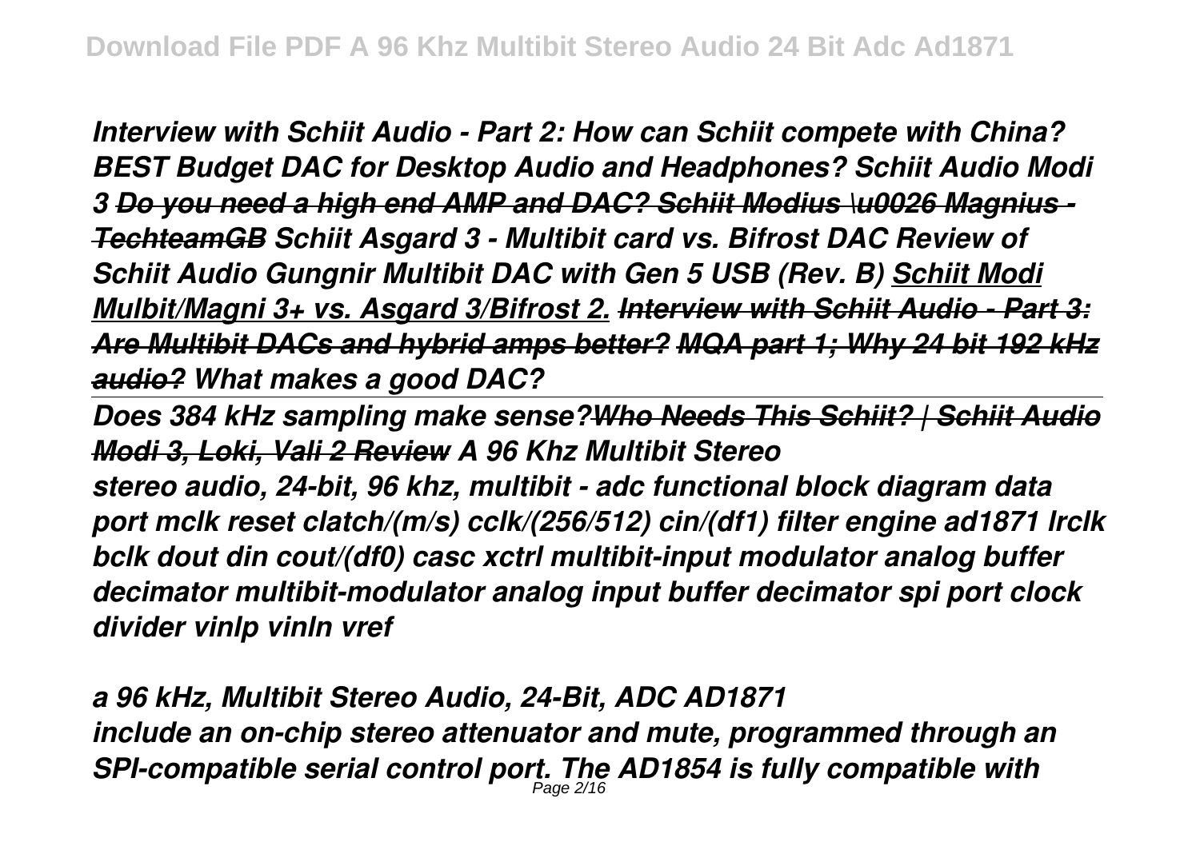*Interview with Schiit Audio - Part 2: How can Schiit compete with China?* ***BEST Budget DAC for Desktop Audio and Headphones? Schiit Audio Modi 3*** ~~***Do you need a high end AMP and DAC? Schiit Modius \u0026 Magnius - TechteamGB***~~ ***Schiit Asgard 3 - Multibit card vs. Bifrost DAC Review of Schiit Audio Gungnir Multibit DAC with Gen 5 USB (Rev. B)*** ***Schiit Modi Mulbit/Magni 3+ vs. Asgard 3/Bifrost 2.*** ~~***Interview with Schiit Audio - Part 3: Are Multibit DACs and hybrid amps better?***~~ ~~***MQA part 1; Why 24 bit 192 kHz audio?***~~ ***What makes a good DAC?***

---

***Does 384 kHz sampling make sense?*** ~~***Who Needs This Schiit? | Schiit Audio Modi 3, Loki, Vali 2 Review***~~ ***A 96 Khz Multibit Stereo***

***stereo audio, 24-bit, 96 khz, multibit - adc functional block diagram data port mclk reset clatch/(m/s) cclk/(256/512) cin/(df1) filter engine ad1871 lrclk bclk dout din cout/(df0) casc xctrl multibit-input modulator analog buffer decimator multibit-modulator analog input buffer decimator spi port clock divider vinlp vinln vref***

***a 96 kHz, Multibit Stereo Audio, 24-Bit, ADC AD1871***

***include an on-chip stereo attenuator and mute, programmed through an SPI-compatible serial control port. The AD1854 is fully compatible with***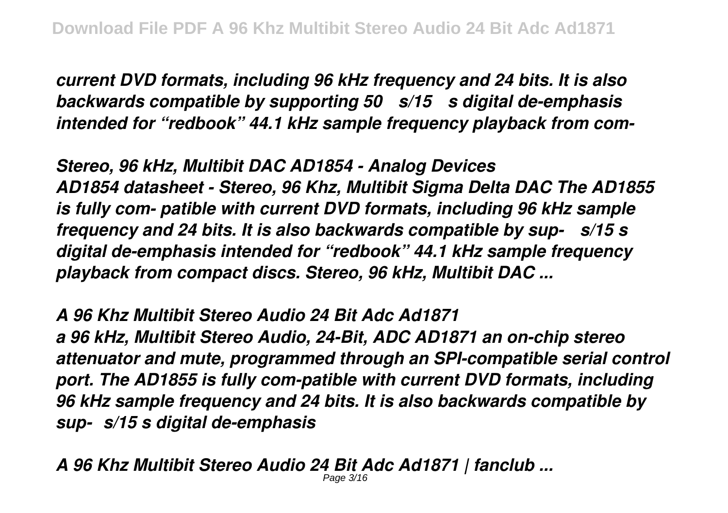*current DVD formats, including 96 kHz frequency and 24 bits. It is also backwards compatible by supporting 50 s/15 s digital de-emphasis intended for "redbook" 44.1 kHz sample frequency playback from com-*

*Stereo, 96 kHz, Multibit DAC AD1854 - Analog Devices*
*AD1854 datasheet - Stereo, 96 Khz, Multibit Sigma Delta DAC The AD1855 is fully com- patible with current DVD formats, including 96 kHz sample frequency and 24 bits. It is also backwards compatible by sup- s/15 s digital de-emphasis intended for "redbook" 44.1 kHz sample frequency playback from compact discs. Stereo, 96 kHz, Multibit DAC ...*

*A 96 Khz Multibit Stereo Audio 24 Bit Adc Ad1871*
*a 96 kHz, Multibit Stereo Audio, 24-Bit, ADC AD1871 an on-chip stereo attenuator and mute, programmed through an SPI-compatible serial control port. The AD1855 is fully com-patible with current DVD formats, including 96 kHz sample frequency and 24 bits. It is also backwards compatible by sup- s/15 s digital de-emphasis*

*A 96 Khz Multibit Stereo Audio 24 Bit Adc Ad1871 | fanclub ...*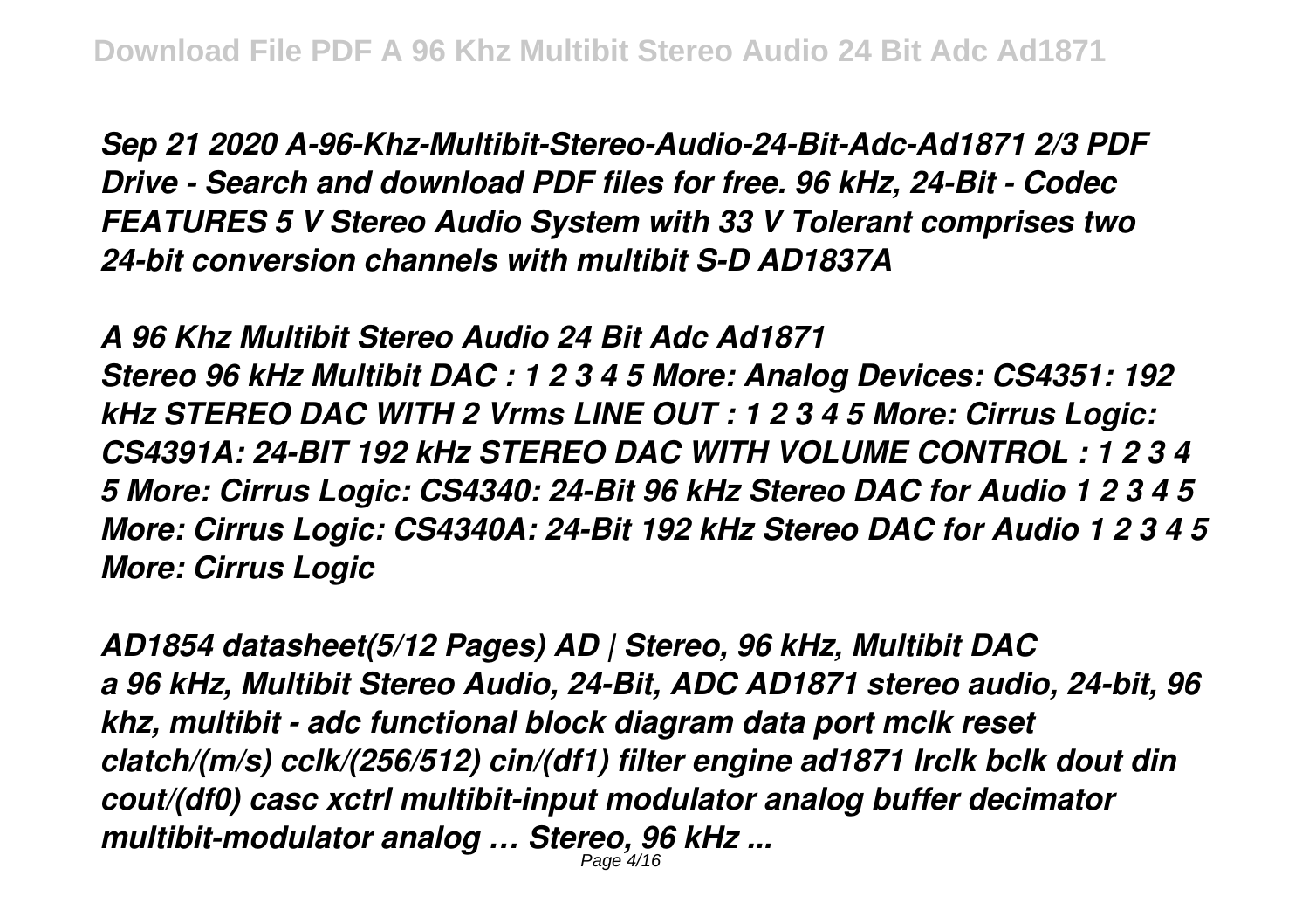*Sep 21 2020 A-96-Khz-Multibit-Stereo-Audio-24-Bit-Adc-Ad1871 2/3 PDF Drive - Search and download PDF files for free. 96 kHz, 24-Bit - Codec FEATURES 5 V Stereo Audio System with 33 V Tolerant comprises two 24-bit conversion channels with multibit S-D AD1837A*

*A 96 Khz Multibit Stereo Audio 24 Bit Adc Ad1871*
*Stereo 96 kHz Multibit DAC : 1 2 3 4 5 More: Analog Devices: CS4351: 192 kHz STEREO DAC WITH 2 Vrms LINE OUT : 1 2 3 4 5 More: Cirrus Logic: CS4391A: 24-BIT 192 kHz STEREO DAC WITH VOLUME CONTROL : 1 2 3 4 5 More: Cirrus Logic: CS4340: 24-Bit 96 kHz Stereo DAC for Audio 1 2 3 4 5 More: Cirrus Logic: CS4340A: 24-Bit 192 kHz Stereo DAC for Audio 1 2 3 4 5 More: Cirrus Logic*

*AD1854 datasheet(5/12 Pages) AD | Stereo, 96 kHz, Multibit DAC*
*a 96 kHz, Multibit Stereo Audio, 24-Bit, ADC AD1871 stereo audio, 24-bit, 96 khz, multibit - adc functional block diagram data port mclk reset clatch/(m/s) cclk/(256/512) cin/(df1) filter engine ad1871 lrclk bclk dout din cout/(df0) casc xctrl multibit-input modulator analog buffer decimator multibit-modulator analog … Stereo, 96 kHz ...*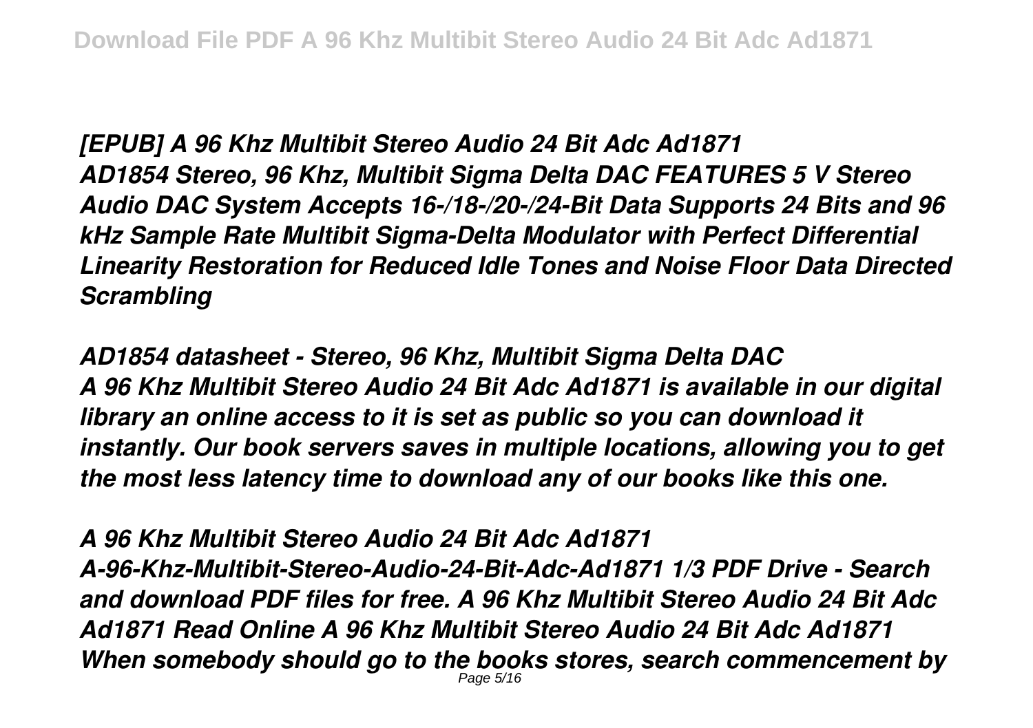*[EPUB] A 96 Khz Multibit Stereo Audio 24 Bit Adc Ad1871*
*AD1854 Stereo, 96 Khz, Multibit Sigma Delta DAC FEATURES 5 V Stereo Audio DAC System Accepts 16-/18-/20-/24-Bit Data Supports 24 Bits and 96 kHz Sample Rate Multibit Sigma-Delta Modulator with Perfect Differential Linearity Restoration for Reduced Idle Tones and Noise Floor Data Directed Scrambling*

*AD1854 datasheet - Stereo, 96 Khz, Multibit Sigma Delta DAC*
*A 96 Khz Multibit Stereo Audio 24 Bit Adc Ad1871 is available in our digital library an online access to it is set as public so you can download it instantly. Our book servers saves in multiple locations, allowing you to get the most less latency time to download any of our books like this one.*

*A 96 Khz Multibit Stereo Audio 24 Bit Adc Ad1871*
*A-96-Khz-Multibit-Stereo-Audio-24-Bit-Adc-Ad1871 1/3 PDF Drive - Search and download PDF files for free. A 96 Khz Multibit Stereo Audio 24 Bit Adc Ad1871 Read Online A 96 Khz Multibit Stereo Audio 24 Bit Adc Ad1871 When somebody should go to the books stores, search commencement by*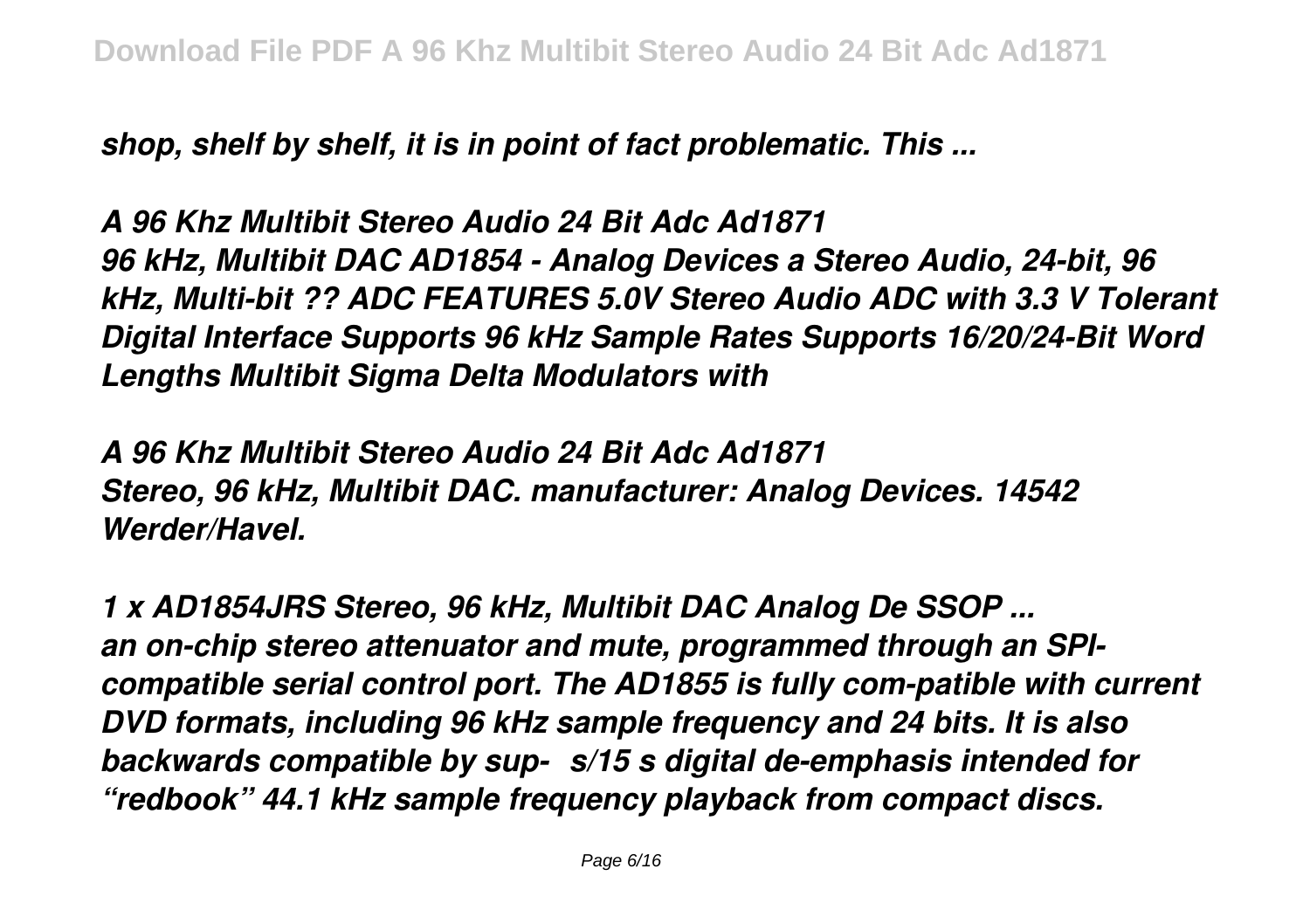*shop, shelf by shelf, it is in point of fact problematic. This ...*

***A 96 Khz Multibit Stereo Audio 24 Bit Adc Ad1871***

***96 kHz, Multibit DAC AD1854 - Analog Devices a Stereo Audio, 24-bit, 96 kHz, Multi-bit ?? ADC FEATURES 5.0V Stereo Audio ADC with 3.3 V Tolerant Digital Interface Supports 96 kHz Sample Rates Supports 16/20/24-Bit Word Lengths Multibit Sigma Delta Modulators with***

***A 96 Khz Multibit Stereo Audio 24 Bit Adc Ad1871***

***Stereo, 96 kHz, Multibit DAC. manufacturer: Analog Devices. 14542 Werder/Havel.***

***1 x AD1854JRS Stereo, 96 kHz, Multibit DAC Analog De SSOP ...***

***an on-chip stereo attenuator and mute, programmed through an SPI-compatible serial control port. The AD1855 is fully com-patible with current DVD formats, including 96 kHz sample frequency and 24 bits. It is also backwards compatible by sup-  s/15 s digital de-emphasis intended for "redbook" 44.1 kHz sample frequency playback from compact discs.***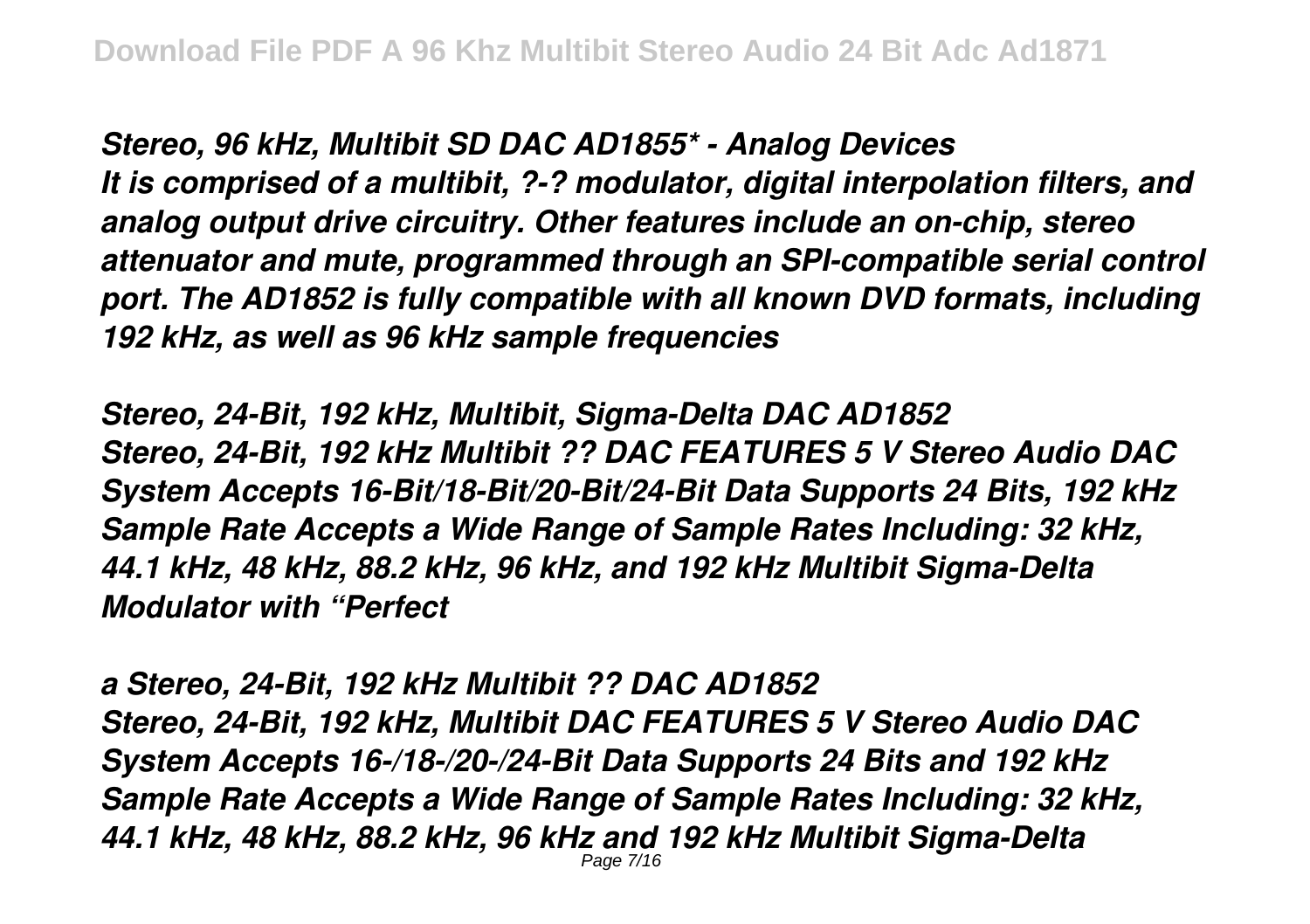*Stereo, 96 kHz, Multibit SD DAC AD1855\* - Analog Devices*
*It is comprised of a multibit, ?-? modulator, digital interpolation filters, and analog output drive circuitry. Other features include an on-chip, stereo attenuator and mute, programmed through an SPI-compatible serial control port. The AD1852 is fully compatible with all known DVD formats, including 192 kHz, as well as 96 kHz sample frequencies*

*Stereo, 24-Bit, 192 kHz, Multibit, Sigma-Delta DAC AD1852*
*Stereo, 24-Bit, 192 kHz Multibit ?? DAC FEATURES 5 V Stereo Audio DAC System Accepts 16-Bit/18-Bit/20-Bit/24-Bit Data Supports 24 Bits, 192 kHz Sample Rate Accepts a Wide Range of Sample Rates Including: 32 kHz, 44.1 kHz, 48 kHz, 88.2 kHz, 96 kHz, and 192 kHz Multibit Sigma-Delta Modulator with "Perfect*

*a Stereo, 24-Bit, 192 kHz Multibit ?? DAC AD1852*
*Stereo, 24-Bit, 192 kHz, Multibit DAC FEATURES 5 V Stereo Audio DAC System Accepts 16-/18-/20-/24-Bit Data Supports 24 Bits and 192 kHz Sample Rate Accepts a Wide Range of Sample Rates Including: 32 kHz, 44.1 kHz, 48 kHz, 88.2 kHz, 96 kHz and 192 kHz Multibit Sigma-Delta*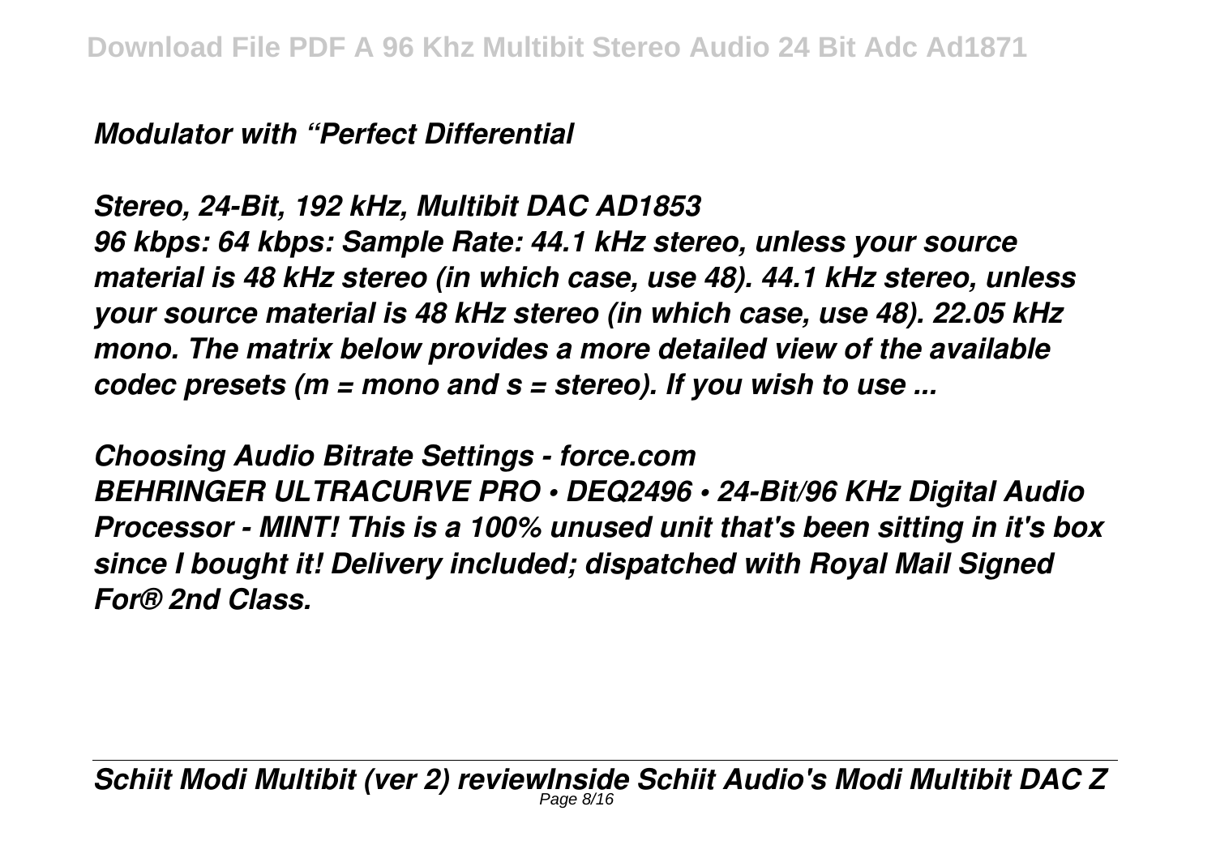*Modulator with “Perfect Differential*

*Stereo, 24-Bit, 192 kHz, Multibit DAC AD1853*

*96 kbps: 64 kbps: Sample Rate: 44.1 kHz stereo, unless your source material is 48 kHz stereo (in which case, use 48). 44.1 kHz stereo, unless your source material is 48 kHz stereo (in which case, use 48). 22.05 kHz mono. The matrix below provides a more detailed view of the available codec presets (m = mono and s = stereo). If you wish to use ...*

*Choosing Audio Bitrate Settings - force.com*

*BEHRINGER ULTRACURVE PRO • DEQ2496 • 24-Bit/96 KHz Digital Audio Processor - MINT! This is a 100% unused unit that's been sitting in it's box since I bought it! Delivery included; dispatched with Royal Mail Signed For® 2nd Class.*

*Schiit Modi Multibit (ver 2) reviewInside Schiit Audio's Modi Multibit DAC Z*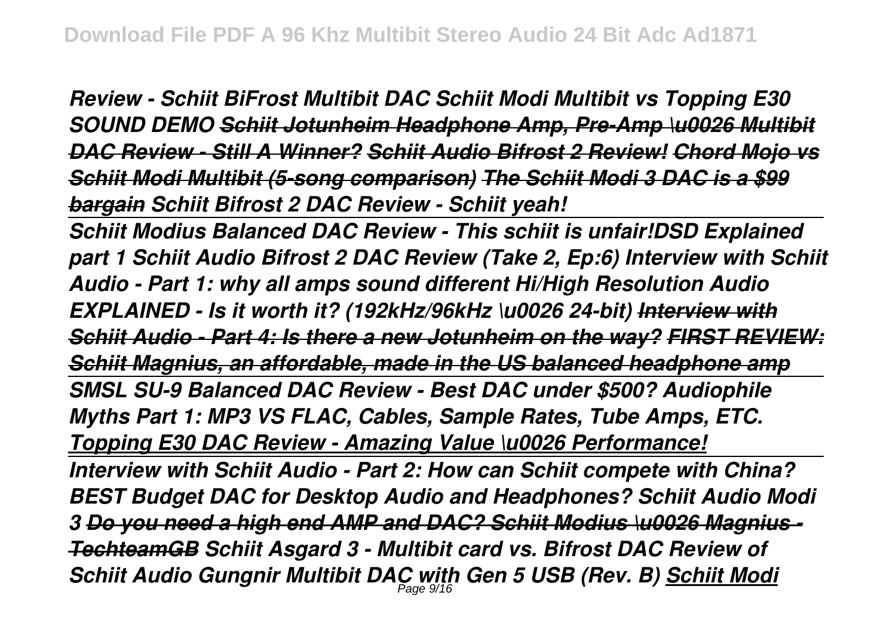*Review - Schiit BiFrost Multibit DAC Schiit Modi Multibit vs Topping E30 SOUND DEMO ~~Schiit Jotunheim Headphone Amp, Pre-Amp \u0026 Multibit DAC Review - Still A Winner?~~ ~~Schiit Audio Bifrost 2 Review!~~ ~~Chord Mojo vs Schiit Modi Multibit (5-song comparison)~~ ~~The Schiit Modi 3 DAC is a $99 bargain~~ Schiit Bifrost 2 DAC Review - Schiit yeah!*

*Schiit Modius Balanced DAC Review - This schiit is unfair!DSD Explained part 1 Schiit Audio Bifrost 2 DAC Review (Take 2, Ep:6) Interview with Schiit Audio - Part 1: why all amps sound different Hi/High Resolution Audio EXPLAINED - Is it worth it? (192kHz/96kHz \u0026 24-bit) ~~Interview with Schiit Audio - Part 4: Is there a new Jotunheim on the way?~~ ~~FIRST REVIEW: Schiit Magnius, an affordable, made in the US balanced headphone amp~~*

*SMSL SU-9 Balanced DAC Review - Best DAC under $500? Audiophile Myths Part 1: MP3 VS FLAC, Cables, Sample Rates, Tube Amps, ETC. Topping E30 DAC Review - Amazing Value \u0026 Performance!*

*Interview with Schiit Audio - Part 2: How can Schiit compete with China? BEST Budget DAC for Desktop Audio and Headphones? Schiit Audio Modi 3 ~~Do you need a high end AMP and DAC? Schiit Modius \u0026 Magnius - TechteamGB~~ Schiit Asgard 3 - Multibit card vs. Bifrost DAC Review of Schiit Audio Gungnir Multibit DAC with Gen 5 USB (Rev. B) Schiit Modi*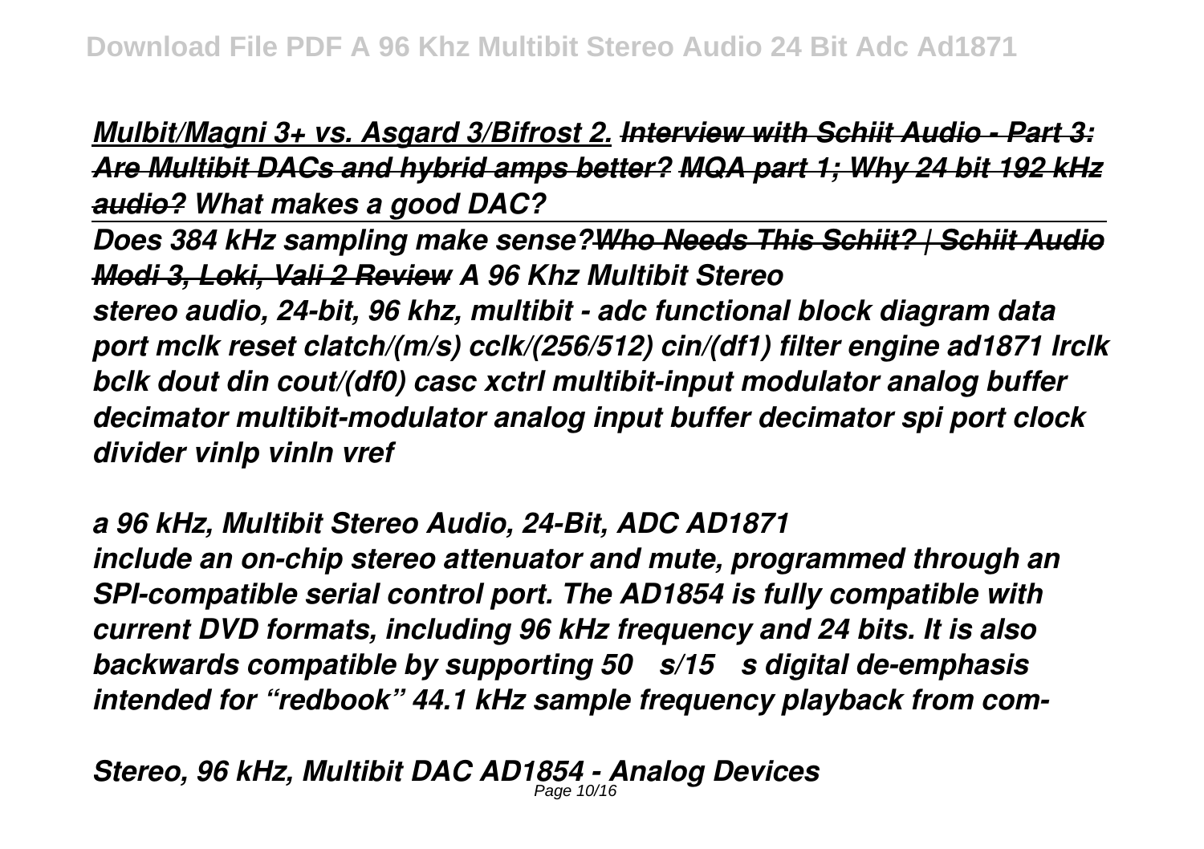*Mulbit/Magni 3+ vs. Asgard 3/Bifrost 2.* ~~*Interview with Schiit Audio - Part 3: Are Multibit DACs and hybrid amps better?*~~ ~~*MQA part 1; Why 24 bit 192 kHz audio?*~~ *What makes a good DAC?*

*Does 384 kHz sampling make sense?*~~*Who Needs This Schiit? | Schiit Audio Modi 3, Loki, Vali 2 Review*~~ *A 96 Khz Multibit Stereo*

*stereo audio, 24-bit, 96 khz, multibit - adc functional block diagram data port mclk reset clatch/(m/s) cclk/(256/512) cin/(df1) filter engine ad1871 lrclk bclk dout din cout/(df0) casc xctrl multibit-input modulator analog buffer decimator multibit-modulator analog input buffer decimator spi port clock divider vinlp vinln vref*

*a 96 kHz, Multibit Stereo Audio, 24-Bit, ADC AD1871*

*include an on-chip stereo attenuator and mute, programmed through an SPI-compatible serial control port. The AD1854 is fully compatible with current DVD formats, including 96 kHz frequency and 24 bits. It is also backwards compatible by supporting 50 s/15 s digital de-emphasis intended for "redbook" 44.1 kHz sample frequency playback from com-*

*Stereo, 96 kHz, Multibit DAC AD1854 - Analog Devices*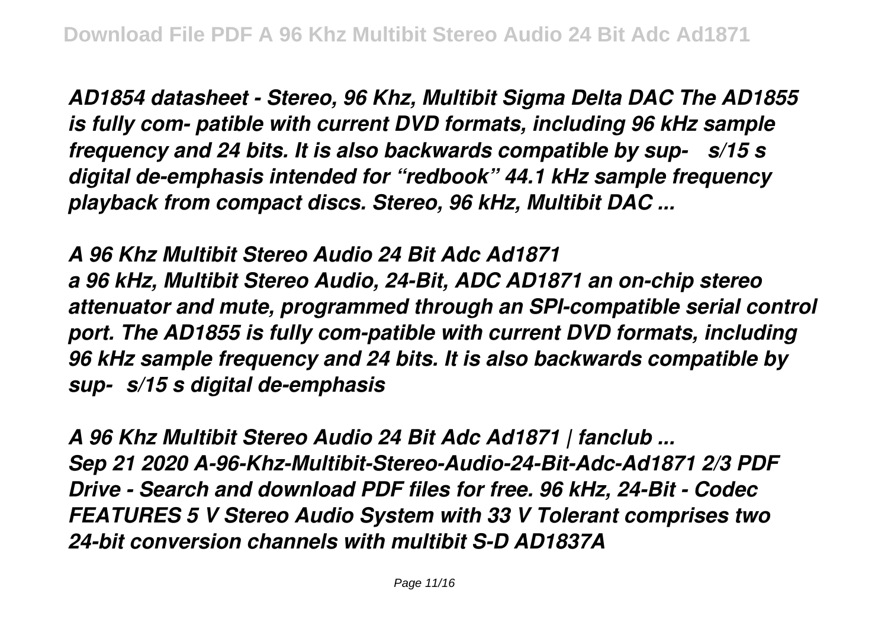*AD1854 datasheet - Stereo, 96 Khz, Multibit Sigma Delta DAC The AD1855 is fully com- patible with current DVD formats, including 96 kHz sample frequency and 24 bits. It is also backwards compatible by sup- s/15 s digital de-emphasis intended for "redbook" 44.1 kHz sample frequency playback from compact discs. Stereo, 96 kHz, Multibit DAC ...*

***A 96 Khz Multibit Stereo Audio 24 Bit Adc Ad1871***

***a 96 kHz, Multibit Stereo Audio, 24-Bit, ADC AD1871 an on-chip stereo attenuator and mute, programmed through an SPI-compatible serial control port. The AD1855 is fully com-patible with current DVD formats, including 96 kHz sample frequency and 24 bits. It is also backwards compatible by sup- s/15 s digital de-emphasis***

***A 96 Khz Multibit Stereo Audio 24 Bit Adc Ad1871 | fanclub ...***

***Sep 21 2020 A-96-Khz-Multibit-Stereo-Audio-24-Bit-Adc-Ad1871 2/3 PDF Drive - Search and download PDF files for free. 96 kHz, 24-Bit - Codec FEATURES 5 V Stereo Audio System with 33 V Tolerant comprises two 24-bit conversion channels with multibit S-D AD1837A***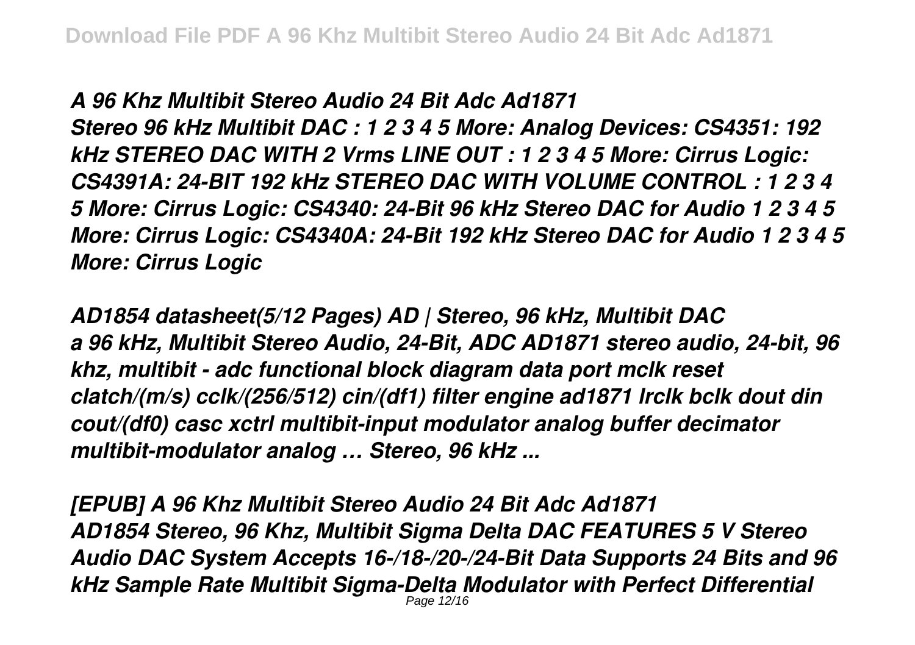***A 96 Khz Multibit Stereo Audio 24 Bit Adc Ad1871***

***Stereo 96 kHz Multibit DAC : 1 2 3 4 5 More: Analog Devices: CS4351: 192 kHz STEREO DAC WITH 2 Vrms LINE OUT : 1 2 3 4 5 More: Cirrus Logic: CS4391A: 24-BIT 192 kHz STEREO DAC WITH VOLUME CONTROL : 1 2 3 4 5 More: Cirrus Logic: CS4340: 24-Bit 96 kHz Stereo DAC for Audio 1 2 3 4 5 More: Cirrus Logic: CS4340A: 24-Bit 192 kHz Stereo DAC for Audio 1 2 3 4 5 More: Cirrus Logic***

***AD1854 datasheet(5/12 Pages) AD | Stereo, 96 kHz, Multibit DAC***

***a 96 kHz, Multibit Stereo Audio, 24-Bit, ADC AD1871 stereo audio, 24-bit, 96 khz, multibit - adc functional block diagram data port mclk reset clatch/(m/s) cclk/(256/512) cin/(df1) filter engine ad1871 lrclk bclk dout din cout/(df0) casc xctrl multibit-input modulator analog buffer decimator multibit-modulator analog … Stereo, 96 kHz ...***

***[EPUB] A 96 Khz Multibit Stereo Audio 24 Bit Adc Ad1871***

***AD1854 Stereo, 96 Khz, Multibit Sigma Delta DAC FEATURES 5 V Stereo Audio DAC System Accepts 16-/18-/20-/24-Bit Data Supports 24 Bits and 96 kHz Sample Rate Multibit Sigma-Delta Modulator with Perfect Differential***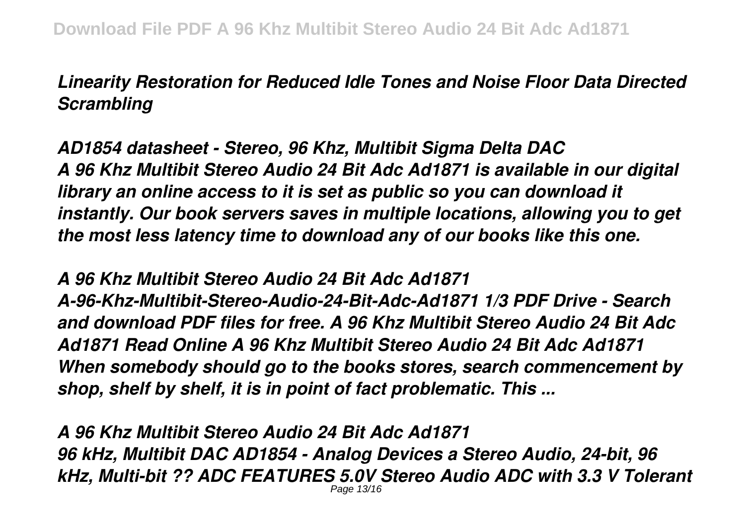*Linearity Restoration for Reduced Idle Tones and Noise Floor Data Directed Scrambling*

*AD1854 datasheet - Stereo, 96 Khz, Multibit Sigma Delta DAC*
*A 96 Khz Multibit Stereo Audio 24 Bit Adc Ad1871 is available in our digital library an online access to it is set as public so you can download it instantly. Our book servers saves in multiple locations, allowing you to get the most less latency time to download any of our books like this one.*

*A 96 Khz Multibit Stereo Audio 24 Bit Adc Ad1871*
*A-96-Khz-Multibit-Stereo-Audio-24-Bit-Adc-Ad1871 1/3 PDF Drive - Search and download PDF files for free. A 96 Khz Multibit Stereo Audio 24 Bit Adc Ad1871 Read Online A 96 Khz Multibit Stereo Audio 24 Bit Adc Ad1871 When somebody should go to the books stores, search commencement by shop, shelf by shelf, it is in point of fact problematic. This ...*

*A 96 Khz Multibit Stereo Audio 24 Bit Adc Ad1871*
*96 kHz, Multibit DAC AD1854 - Analog Devices a Stereo Audio, 24-bit, 96 kHz, Multi-bit ?? ADC FEATURES 5.0V Stereo Audio ADC with 3.3 V Tolerant*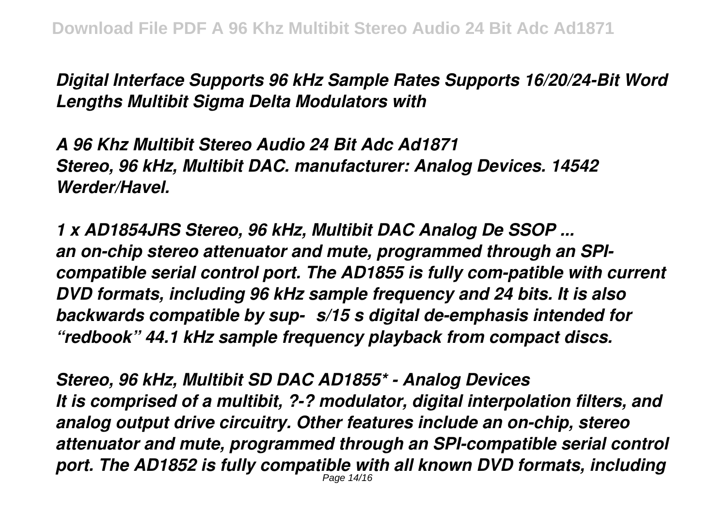*Digital Interface Supports 96 kHz Sample Rates Supports 16/20/24-Bit Word Lengths Multibit Sigma Delta Modulators with*

***A 96 Khz Multibit Stereo Audio 24 Bit Adc Ad1871***

*Stereo, 96 kHz, Multibit DAC. manufacturer: Analog Devices. 14542 Werder/Havel.*

***1 x AD1854JRS Stereo, 96 kHz, Multibit DAC Analog De SSOP ...***

*an on-chip stereo attenuator and mute, programmed through an SPI-compatible serial control port. The AD1855 is fully com-patible with current DVD formats, including 96 kHz sample frequency and 24 bits. It is also backwards compatible by sup-  s/15 s digital de-emphasis intended for "redbook" 44.1 kHz sample frequency playback from compact discs.*

***Stereo, 96 kHz, Multibit SD DAC AD1855\* - Analog Devices***

*It is comprised of a multibit, ?-? modulator, digital interpolation filters, and analog output drive circuitry. Other features include an on-chip, stereo attenuator and mute, programmed through an SPI-compatible serial control port. The AD1852 is fully compatible with all known DVD formats, including*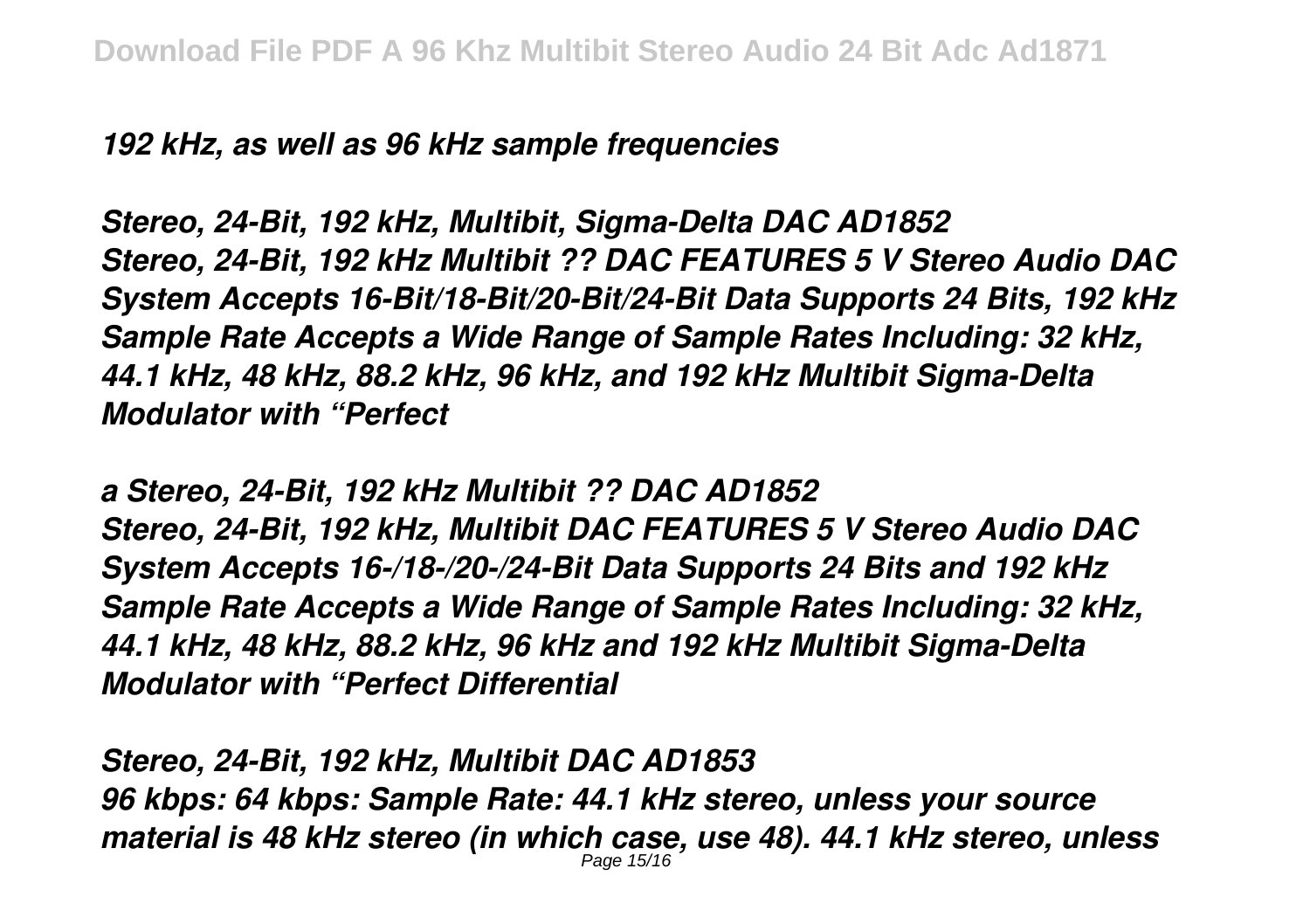*192 kHz, as well as 96 kHz sample frequencies*

***Stereo, 24-Bit, 192 kHz, Multibit, Sigma-Delta DAC AD1852***
***Stereo, 24-Bit, 192 kHz Multibit ?? DAC FEATURES 5 V Stereo Audio DAC System Accepts 16-Bit/18-Bit/20-Bit/24-Bit Data Supports 24 Bits, 192 kHz Sample Rate Accepts a Wide Range of Sample Rates Including: 32 kHz, 44.1 kHz, 48 kHz, 88.2 kHz, 96 kHz, and 192 kHz Multibit Sigma-Delta Modulator with "Perfect***

***a Stereo, 24-Bit, 192 kHz Multibit ?? DAC AD1852***
***Stereo, 24-Bit, 192 kHz, Multibit DAC FEATURES 5 V Stereo Audio DAC System Accepts 16-/18-/20-/24-Bit Data Supports 24 Bits and 192 kHz Sample Rate Accepts a Wide Range of Sample Rates Including: 32 kHz, 44.1 kHz, 48 kHz, 88.2 kHz, 96 kHz and 192 kHz Multibit Sigma-Delta Modulator with "Perfect Differential***

***Stereo, 24-Bit, 192 kHz, Multibit DAC AD1853***
***96 kbps: 64 kbps: Sample Rate: 44.1 kHz stereo, unless your source material is 48 kHz stereo (in which case, use 48). 44.1 kHz stereo, unless***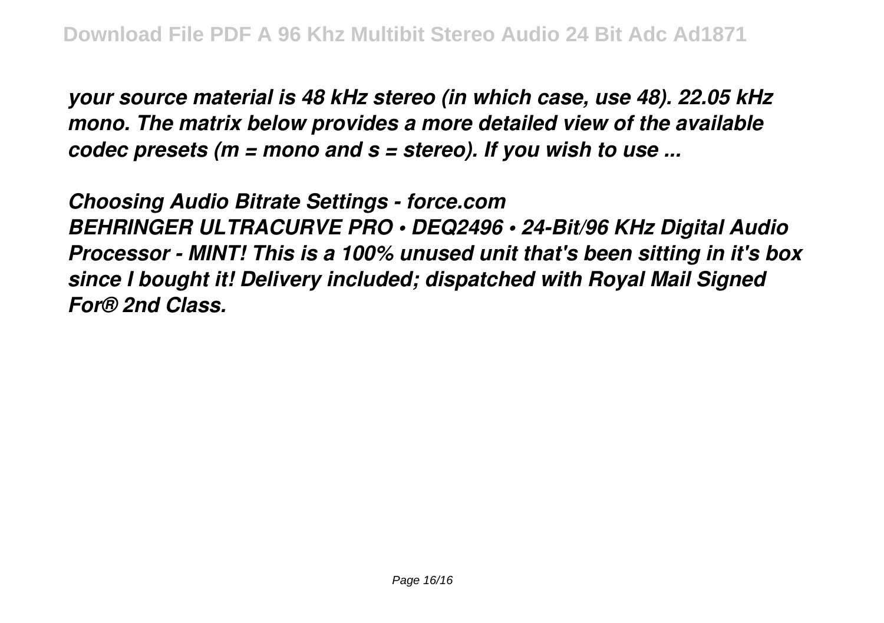*your source material is 48 kHz stereo (in which case, use 48). 22.05 kHz mono. The matrix below provides a more detailed view of the available codec presets (m = mono and s = stereo). If you wish to use ...*

***Choosing Audio Bitrate Settings - force.com***

***BEHRINGER ULTRACURVE PRO • DEQ2496 • 24-Bit/96 KHz Digital Audio Processor - MINT! This is a 100% unused unit that's been sitting in it's box since I bought it! Delivery included; dispatched with Royal Mail Signed For® 2nd Class.***